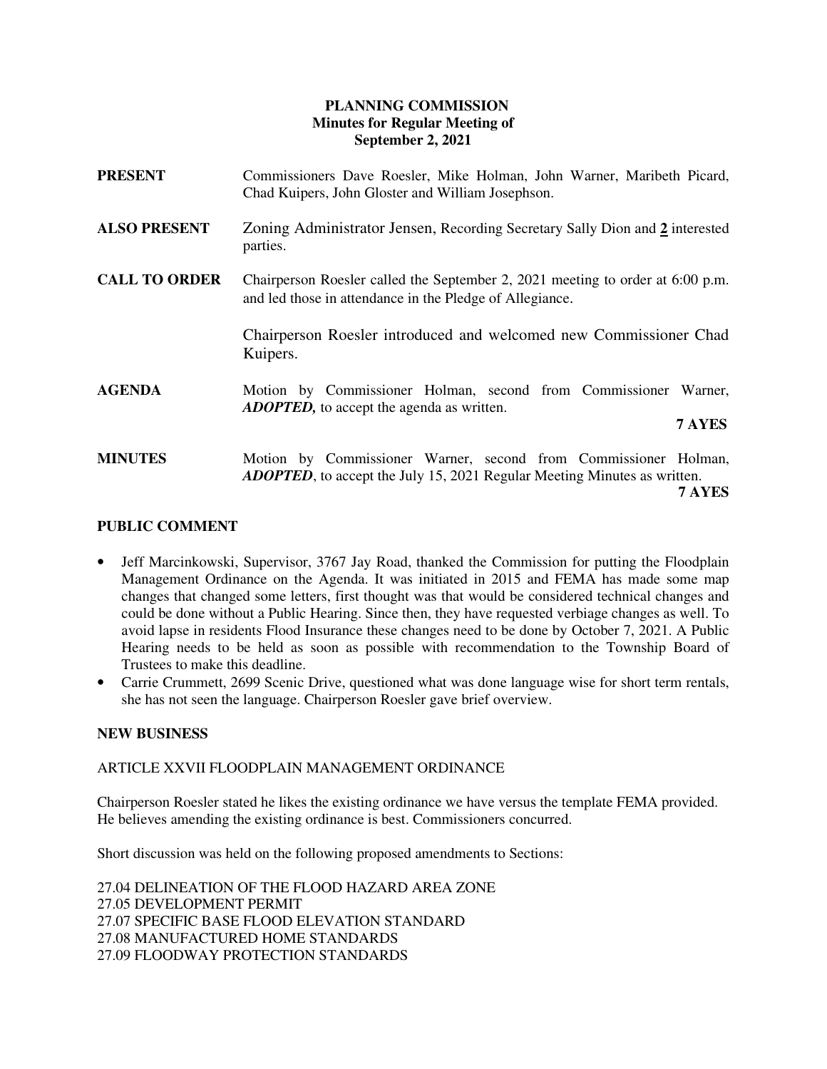**PLANNING COMMISSION**
**Minutes for Regular Meeting of**
**September 2, 2021**

**PRESENT** Commissioners Dave Roesler, Mike Holman, John Warner, Maribeth Picard, Chad Kuipers, John Gloster and William Josephson.

**ALSO PRESENT** Zoning Administrator Jensen, Recording Secretary Sally Dion and **2** interested parties.

**CALL TO ORDER** Chairperson Roesler called the September 2, 2021 meeting to order at 6:00 p.m. and led those in attendance in the Pledge of Allegiance.

Chairperson Roesler introduced and welcomed new Commissioner Chad Kuipers.

**AGENDA** Motion by Commissioner Holman, second from Commissioner Warner, ***ADOPTED,*** to accept the agenda as written.

**7 AYES**

**MINUTES** Motion by Commissioner Warner, second from Commissioner Holman, ***ADOPTED***, to accept the July 15, 2021 Regular Meeting Minutes as written.

**7 AYES**

**PUBLIC COMMENT**

- Jeff Marcinkowski, Supervisor, 3767 Jay Road, thanked the Commission for putting the Floodplain Management Ordinance on the Agenda. It was initiated in 2015 and FEMA has made some map changes that changed some letters, first thought was that would be considered technical changes and could be done without a Public Hearing. Since then, they have requested verbiage changes as well. To avoid lapse in residents Flood Insurance these changes need to be done by October 7, 2021. A Public Hearing needs to be held as soon as possible with recommendation to the Township Board of Trustees to make this deadline.
- Carrie Crummett, 2699 Scenic Drive, questioned what was done language wise for short term rentals, she has not seen the language. Chairperson Roesler gave brief overview.

**NEW BUSINESS**

ARTICLE XXVII FLOODPLAIN MANAGEMENT ORDINANCE

Chairperson Roesler stated he likes the existing ordinance we have versus the template FEMA provided. He believes amending the existing ordinance is best. Commissioners concurred.

Short discussion was held on the following proposed amendments to Sections:

27.04 DELINEATION OF THE FLOOD HAZARD AREA ZONE
27.05 DEVELOPMENT PERMIT
27.07 SPECIFIC BASE FLOOD ELEVATION STANDARD
27.08 MANUFACTURED HOME STANDARDS
27.09 FLOODWAY PROTECTION STANDARDS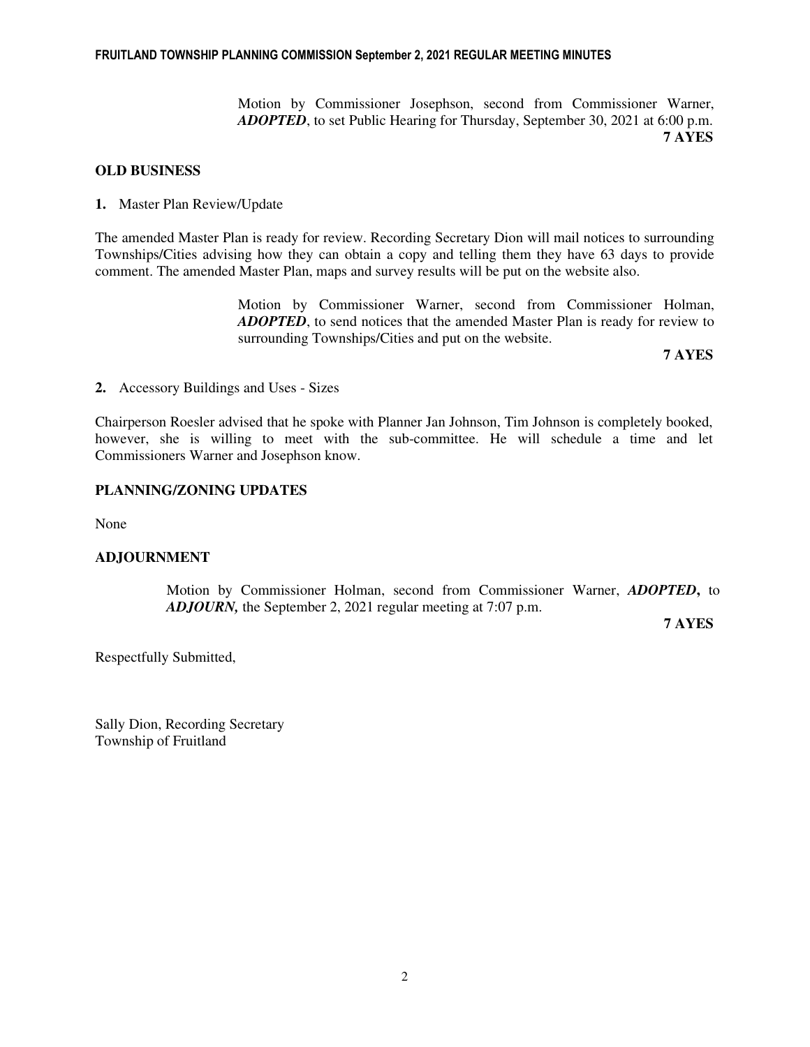Motion by Commissioner Josephson, second from Commissioner Warner, ***ADOPTED***, to set Public Hearing for Thursday, September 30, 2021 at 6:00 p.m.

**7 AYES**

**OLD BUSINESS**

**1.** Master Plan Review/Update

The amended Master Plan is ready for review. Recording Secretary Dion will mail notices to surrounding Townships/Cities advising how they can obtain a copy and telling them they have 63 days to provide comment. The amended Master Plan, maps and survey results will be put on the website also.

Motion by Commissioner Warner, second from Commissioner Holman, ***ADOPTED***, to send notices that the amended Master Plan is ready for review to surrounding Townships/Cities and put on the website.

**7 AYES**

**2.** Accessory Buildings and Uses - Sizes

Chairperson Roesler advised that he spoke with Planner Jan Johnson, Tim Johnson is completely booked, however, she is willing to meet with the sub-committee. He will schedule a time and let Commissioners Warner and Josephson know.

**PLANNING/ZONING UPDATES**

None

**ADJOURNMENT**

Motion by Commissioner Holman, second from Commissioner Warner, ***ADOPTED***, to ***ADJOURN,*** the September 2, 2021 regular meeting at 7:07 p.m.

**7 AYES**

Respectfully Submitted,

Sally Dion, Recording Secretary
Township of Fruitland